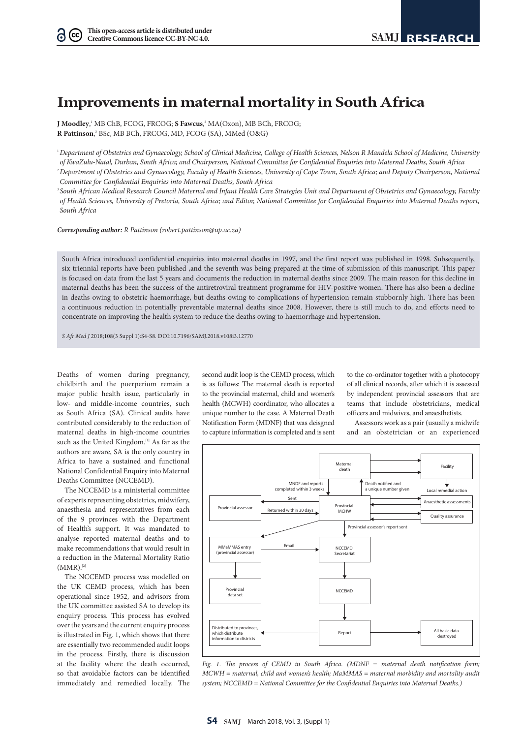# Improvements in maternal mortality in South Africa

**J Moodley**,[1] MB ChB, FCOG, FRCOG; **S Fawcus**,[2] MA(Oxon), MB BCh, FRCOG; **R Pattinson**,[3] BSc, MB BCh, FRCOG, MD, FCOG (SA), MMed (O&G)

[1] *Department of Obstetrics and Gynaecology, School of Clinical Medicine, College of Health Sciences, Nelson R Mandela School of Medicine, University of KwaZulu-Natal, Durban, South Africa; and Chairperson, National Committee for Confidential Enquiries into Maternal Deaths, South Africa*

[2] *Department of Obstetrics and Gynaecology, Faculty of Health Sciences, University of Cape Town, South Africa; and Deputy Chairperson, National Committee for Confidential Enquiries into Maternal Deaths, South Africa*

[3] *South African Medical Research Council Maternal and Infant Health Care Strategies Unit and Department of Obstetrics and Gynaecology, Faculty of Health Sciences, University of Pretoria, South Africa; and Editor, National Committee for Confidential Enquiries into Maternal Deaths report, South Africa*

***Corresponding author:*** *R Pattinson (robert.pattinson@up.ac.za)*

South Africa introduced confidential enquiries into maternal deaths in 1997, and the first report was published in 1998. Subsequently, six triennial reports have been published ,and the seventh was being prepared at the time of submission of this manuscript. This paper is focused on data from the last 5 years and documents the reduction in maternal deaths since 2009. The main reason for this decline in maternal deaths has been the success of the antiretroviral treatment programme for HIV-positive women. There has also been a decline in deaths owing to obstetric haemorrhage, but deaths owing to complications of hypertension remain stubbornly high. There has been a continuous reduction in potentially preventable maternal deaths since 2008. However, there is still much to do, and efforts need to concentrate on improving the health system to reduce the deaths owing to haemorrhage and hypertension.

*S Afr Med J* 2018;108(3 Suppl 1):S4-S8. DOI:10.7196/SAMJ.2018.v108i3.12770

Deaths of women during pregnancy, childbirth and the puerperium remain a major public health issue, particularly in low- and middle-income countries, such as South Africa (SA). Clinical audits have contributed considerably to the reduction of maternal deaths in high-income countries such as the United Kingdom.[1] As far as the authors are aware, SA is the only country in Africa to have a sustained and functional National Confidential Enquiry into Maternal Deaths Committee (NCCEMD).

The NCCEMD is a ministerial committee of experts representing obstetrics, midwifery, anaesthesia and representatives from each of the 9 provinces with the Department of Health's support. It was mandated to analyse reported maternal deaths and to make recommendations that would result in a reduction in the Maternal Mortality Ratio (MMR).[2]

The NCCEMD process was modelled on the UK CEMD process, which has been operational since 1952, and advisors from the UK committee assisted SA to develop its enquiry process. This process has evolved over the years and the current enquiry process is illustrated in Fig. 1, which shows that there are essentially two recommended audit loops in the process. Firstly, there is discussion at the facility where the death occurred, so that avoidable factors can be identified immediately and remedied locally. The second audit loop is the CEMD process, which is as follows: The maternal death is reported to the provincial maternal, child and women's health (MCWH) coordinator, who allocates a unique number to the case. A Maternal Death Notification Form (MDNF) that was deisgned to capture information is completed and is sent to the co-ordinator together with a photocopy of all clinical records, after which it is assessed by independent provincial assessors that are teams that include obstetricians, medical officers and midwives, and anaesthetists.

Assessors work as a pair (usually a midwife and an obstetrician or an experienced

```
Maternal death ──► Facility
                   │
                   ▼
              Local remedial action

Maternal death ──(Death notified and a unique number given)──► Provincial MCHW
Maternal death ──(MNDF and reports completed within 3 weeks)──► Provincial MCHW

Provincial MCHW ──Sent──► Provincial assessor
Provincial assessor ──Returned within 30 days──► Provincial MCHW
Anaesthetic assessments ──► Provincial MCHW
Quality assurance ──► Provincial MCHW

Provincial MCHW ──► MMaMMAS entry (provincial assessor)
Provincial MCHW ──(Provincial assessor's report sent)──► NCCEMD Secretariat
MMaMMAS entry (provincial assessor) ──Email──► NCCEMD Secretariat

MMaMMAS entry (provincial assessor) ──► Provincial data set
NCCEMD Secretariat ──► NCCEMD ──► Report

Report ──► Distributed to provinces, which distribute information to districts
Report ──► All basic data destroyed
```

*Fig. 1. The process of CEMD in South Africa. (MDNF = maternal death notification form; MCWH = maternal, child and women's health; MaMMAS = maternal morbidity and mortality audit system; NCCEMD = National Committee for the Confidential Enquiries into Maternal Deaths.)*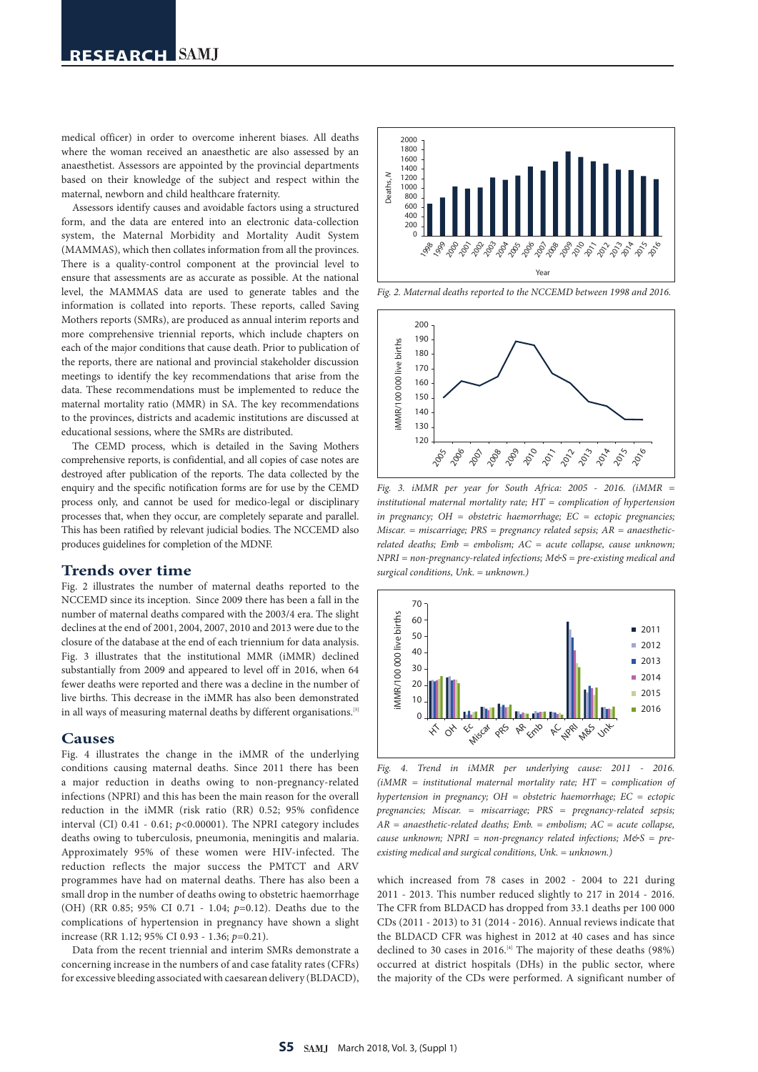medical officer) in order to overcome inherent biases. All deaths where the woman received an anaesthetic are also assessed by an anaesthetist. Assessors are appointed by the provincial departments based on their knowledge of the subject and respect within the maternal, newborn and child healthcare fraternity.

Assessors identify causes and avoidable factors using a structured form, and the data are entered into an electronic data-collection system, the Maternal Morbidity and Mortality Audit System (MAMMAS), which then collates information from all the provinces. There is a quality-control component at the provincial level to ensure that assessments are as accurate as possible. At the national level, the MAMMAS data are used to generate tables and the information is collated into reports. These reports, called Saving Mothers reports (SMRs), are produced as annual interim reports and more comprehensive triennial reports, which include chapters on each of the major conditions that cause death. Prior to publication of the reports, there are national and provincial stakeholder discussion meetings to identify the key recommendations that arise from the data. These recommendations must be implemented to reduce the maternal mortality ratio (MMR) in SA. The key recommendations to the provinces, districts and academic institutions are discussed at educational sessions, where the SMRs are distributed.

The CEMD process, which is detailed in the Saving Mothers comprehensive reports, is confidential, and all copies of case notes are destroyed after publication of the reports. The data collected by the enquiry and the specific notification forms are for use by the CEMD process only, and cannot be used for medico-legal or disciplinary processes that, when they occur, are completely separate and parallel. This has been ratified by relevant judicial bodies. The NCCEMD also produces guidelines for completion of the MDNF.

## Trends over time

Fig. 2 illustrates the number of maternal deaths reported to the NCCEMD since its inception. Since 2009 there has been a fall in the number of maternal deaths compared with the 2003/4 era. The slight declines at the end of 2001, 2004, 2007, 2010 and 2013 were due to the closure of the database at the end of each triennium for data analysis. Fig. 3 illustrates that the institutional MMR (iMMR) declined substantially from 2009 and appeared to level off in 2016, when 64 fewer deaths were reported and there was a decline in the number of live births. This decrease in the iMMR has also been demonstrated in all ways of measuring maternal deaths by different organisations.[3]

## Causes

Fig. 4 illustrates the change in the iMMR of the underlying conditions causing maternal deaths. Since 2011 there has been a major reduction in deaths owing to non-pregnancy-related infections (NPRI) and this has been the main reason for the overall reduction in the iMMR (risk ratio (RR) 0.52; 95% confidence interval (CI) 0.41 - 0.61; $p<0.00001$). The NPRI category includes deaths owing to tuberculosis, pneumonia, meningitis and malaria. Approximately 95% of these women were HIV-infected. The reduction reflects the major success the PMTCT and ARV programmes have had on maternal deaths. There has also been a small drop in the number of deaths owing to obstetric haemorrhage (OH) (RR 0.85; 95% CI 0.71 - 1.04; $p$=0.12). Deaths due to the complications of hypertension in pregnancy have shown a slight increase (RR 1.12; 95% CI 0.93 - 1.36; $p$=0.21).

Data from the recent triennial and interim SMRs demonstrate a concerning increase in the numbers of and case fatality rates (CFRs) for excessive bleeding associated with caesarean delivery (BLDACD), which increased from 78 cases in 2002 - 2004 to 221 during 2011 - 2013. This number reduced slightly to 217 in 2014 - 2016. The CFR from BLDACD has dropped from 33.1 deaths per 100 000 CDs (2011 - 2013) to 31 (2014 - 2016). Annual reviews indicate that the BLDACD CFR was highest in 2012 at 40 cases and has since declined to 30 cases in 2016.[4] The majority of these deaths (98%) occurred at district hospitals (DHs) in the public sector, where the majority of the CDs were performed. A significant number of

*Fig. 2. Maternal deaths reported to the NCCEMD between 1998 and 2016.*

*Fig. 3. iMMR per year for South Africa: 2005 - 2016. (iMMR = institutional maternal mortality rate; HT = complication of hypertension in pregnancy; OH = obstetric haemorrhage; EC = ectopic pregnancies; Miscar. = miscarriage; PRS = pregnancy related sepsis; AR = anaesthetic-related deaths; Emb = embolism; AC = acute collapse, cause unknown; NPRI = non-pregnancy-related infections; M&S = pre-existing medical and surgical conditions, Unk. = unknown.)*

*Fig. 4. Trend in iMMR per underlying cause: 2011 - 2016. (iMMR = institutional maternal mortality rate; HT = complication of hypertension in pregnancy; OH = obstetric haemorrhage; EC = ectopic pregnancies; Miscar. = miscarriage; PRS = pregnancy-related sepsis; AR = anaesthetic-related deaths; Emb. = embolism; AC = acute collapse, cause unknown; NPRI = non-pregnancy related infections; M&S = pre-existing medical and surgical conditions, Unk. = unknown.)*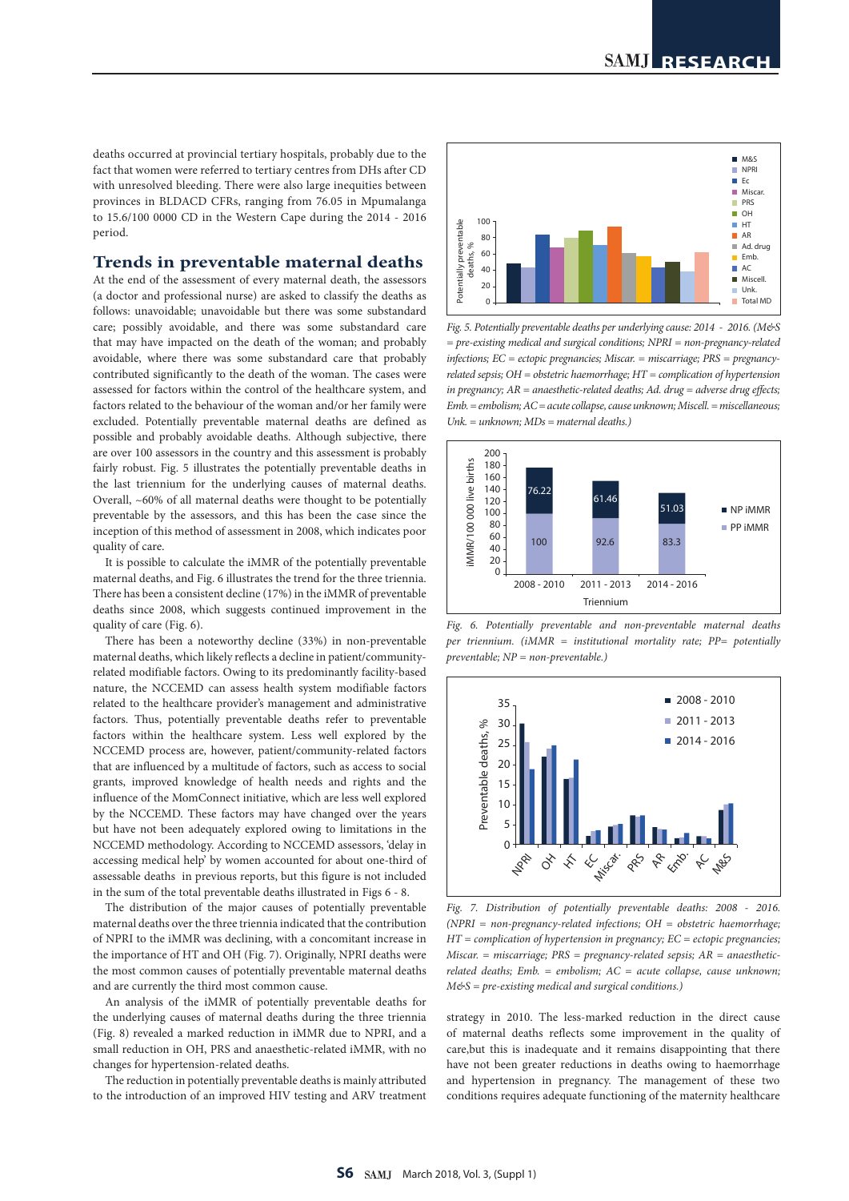deaths occurred at provincial tertiary hospitals, probably due to the fact that women were referred to tertiary centres from DHs after CD with unresolved bleeding. There were also large inequities between provinces in BLDACD CFRs, ranging from 76.05 in Mpumalanga to 15.6/100 0000 CD in the Western Cape during the 2014 - 2016 period.

## Trends in preventable maternal deaths

At the end of the assessment of every maternal death, the assessors (a doctor and professional nurse) are asked to classify the deaths as follows: unavoidable; unavoidable but there was some substandard care; possibly avoidable, and there was some substandard care that may have impacted on the death of the woman; and probably avoidable, where there was some substandard care that probably contributed significantly to the death of the woman. The cases were assessed for factors within the control of the healthcare system, and factors related to the behaviour of the woman and/or her family were excluded. Potentially preventable maternal deaths are defined as possible and probably avoidable deaths. Although subjective, there are over 100 assessors in the country and this assessment is probably fairly robust. Fig. 5 illustrates the potentially preventable deaths in the last triennium for the underlying causes of maternal deaths. Overall, ~60% of all maternal deaths were thought to be potentially preventable by the assessors, and this has been the case since the inception of this method of assessment in 2008, which indicates poor quality of care.

It is possible to calculate the iMMR of the potentially preventable maternal deaths, and Fig. 6 illustrates the trend for the three triennia. There has been a consistent decline (17%) in the iMMR of preventable deaths since 2008, which suggests continued improvement in the quality of care (Fig. 6).

There has been a noteworthy decline (33%) in non-preventable maternal deaths, which likely reflects a decline in patient/community-related modifiable factors. Owing to its predominantly facility-based nature, the NCCEMD can assess health system modifiable factors related to the healthcare provider's management and administrative factors. Thus, potentially preventable deaths refer to preventable factors within the healthcare system. Less well explored by the NCCEMD process are, however, patient/community-related factors that are influenced by a multitude of factors, such as access to social grants, improved knowledge of health needs and rights and the influence of the MomConnect initiative, which are less well explored by the NCCEMD. These factors may have changed over the years but have not been adequately explored owing to limitations in the NCCEMD methodology. According to NCCEMD assessors, 'delay in accessing medical help' by women accounted for about one-third of assessable deaths in previous reports, but this figure is not included in the sum of the total preventable deaths illustrated in Figs 6 - 8.

The distribution of the major causes of potentially preventable maternal deaths over the three triennia indicated that the contribution of NPRI to the iMMR was declining, with a concomitant increase in the importance of HT and OH (Fig. 7). Originally, NPRI deaths were the most common causes of potentially preventable maternal deaths and are currently the third most common cause.

An analysis of the iMMR of potentially preventable deaths for the underlying causes of maternal deaths during the three triennia (Fig. 8) revealed a marked reduction in iMMR due to NPRI, and a small reduction in OH, PRS and anaesthetic-related iMMR, with no changes for hypertension-related deaths.

The reduction in potentially preventable deaths is mainly attributed to the introduction of an improved HIV testing and ARV treatment strategy in 2010. The less-marked reduction in the direct cause of maternal deaths reflects some improvement in the quality of care,but this is inadequate and it remains disappointing that there have not been greater reductions in deaths owing to haemorrhage and hypertension in pregnancy. The management of these two conditions requires adequate functioning of the maternity healthcare

*Fig. 5. Potentially preventable deaths per underlying cause: 2014 - 2016. (M&S = pre-existing medical and surgical conditions; NPRI = non-pregnancy-related infections; EC = ectopic pregnancies; Miscar. = miscarriage; PRS = pregnancy-related sepsis; OH = obstetric haemorrhage; HT = complication of hypertension in pregnancy; AR = anaesthetic-related deaths; Ad. drug = adverse drug effects; Emb. = embolism; AC = acute collapse, cause unknown; Miscell. = miscellaneous; Unk. = unknown; MDs = maternal deaths.)*

*Fig. 6. Potentially preventable and non-preventable maternal deaths per triennium. (iMMR = institutional mortality rate; PP= potentially preventable; NP = non-preventable.)*

*Fig. 7. Distribution of potentially preventable deaths: 2008 - 2016. (NPRI = non-pregnancy-related infections; OH = obstetric haemorrhage; HT = complication of hypertension in pregnancy; EC = ectopic pregnancies; Miscar. = miscarriage; PRS = pregnancy-related sepsis; AR = anaesthetic-related deaths; Emb. = embolism; AC = acute collapse, cause unknown; M&S = pre-existing medical and surgical conditions.)*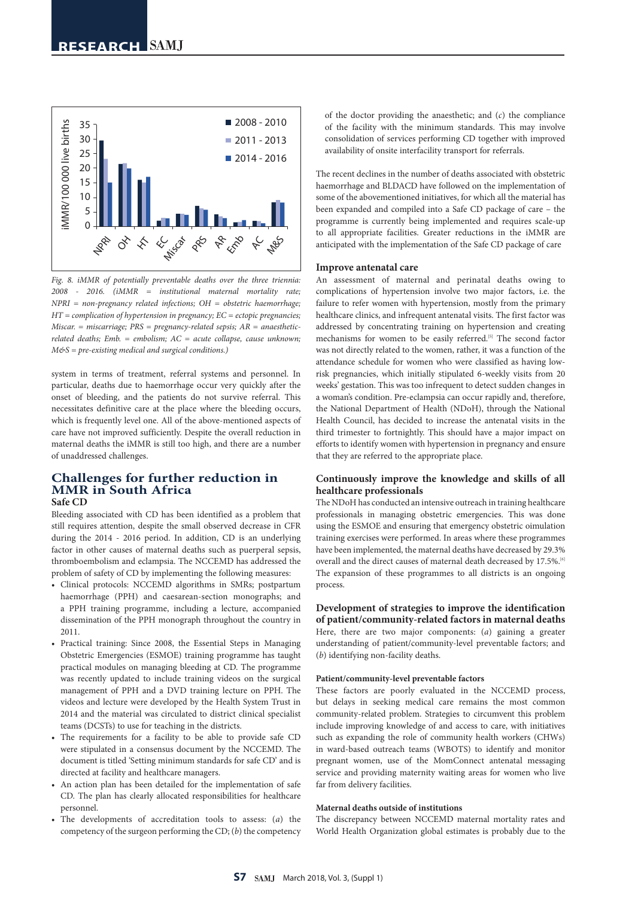Fig. 8. iMMR of potentially preventable deaths over the three triennia: 2008 - 2016. (iMMR = institutional maternal mortality rate; NPRI = non-pregnancy related infections; OH = obstetric haemorrhage; HT = complication of hypertension in pregnancy; EC = ectopic pregnancies; Miscar. = miscarriage; PRS = pregnancy-related sepsis; AR = anaesthetic-related deaths; Emb. = embolism; AC = acute collapse, cause unknown; M&S = pre-existing medical and surgical conditions.)

system in terms of treatment, referral systems and personnel. In particular, deaths due to haemorrhage occur very quickly after the onset of bleeding, and the patients do not survive referral. This necessitates definitive care at the place where the bleeding occurs, which is frequently level one. All of the above-mentioned aspects of care have not improved sufficiently. Despite the overall reduction in maternal deaths the iMMR is still too high, and there are a number of unaddressed challenges.

## Challenges for further reduction in MMR in South Africa

### Safe CD

Bleeding associated with CD has been identified as a problem that still requires attention, despite the small observed decrease in CFR during the 2014 - 2016 period. In addition, CD is an underlying factor in other causes of maternal deaths such as puerperal sepsis, thromboembolism and eclampsia. The NCCEMD has addressed the problem of safety of CD by implementing the following measures:

- Clinical protocols: NCCEMD algorithms in SMRs; postpartum haemorrhage (PPH) and caesarean-section monographs; and a PPH training programme, including a lecture, accompanied dissemination of the PPH monograph throughout the country in 2011.
- Practical training: Since 2008, the Essential Steps in Managing Obstetric Emergencies (ESMOE) training programme has taught practical modules on managing bleeding at CD. The programme was recently updated to include training videos on the surgical management of PPH and a DVD training lecture on PPH. The videos and lecture were developed by the Health System Trust in 2014 and the material was circulated to district clinical specialist teams (DCSTs) to use for teaching in the districts.
- The requirements for a facility to be able to provide safe CD were stipulated in a consensus document by the NCCEMD. The document is titled 'Setting minimum standards for safe CD' and is directed at facility and healthcare managers.
- An action plan has been detailed for the implementation of safe CD. The plan has clearly allocated responsibilities for healthcare personnel.
- The developments of accreditation tools to assess: (*a*) the competency of the surgeon performing the CD; (*b*) the competency of the doctor providing the anaesthetic; and (*c*) the compliance of the facility with the minimum standards. This may involve consolidation of services performing CD together with improved availability of onsite interfacility transport for referrals.

The recent declines in the number of deaths associated with obstetric haemorrhage and BLDACD have followed on the implementation of some of the abovementioned initiatives, for which all the material has been expanded and compiled into a Safe CD package of care – the programme is currently being implemented and requires scale-up to all appropriate facilities. Greater reductions in the iMMR are anticipated with the implementation of the Safe CD package of care

### Improve antenatal care

An assessment of maternal and perinatal deaths owing to complications of hypertension involve two major factors, i.e. the failure to refer women with hypertension, mostly from the primary healthcare clinics, and infrequent antenatal visits. The first factor was addressed by concentrating training on hypertension and creating mechanisms for women to be easily referred.[5] The second factor was not directly related to the women, rather, it was a function of the attendance schedule for women who were classified as having low-risk pregnancies, which initially stipulated 6-weekly visits from 20 weeks' gestation. This was too infrequent to detect sudden changes in a woman's condition. Pre-eclampsia can occur rapidly and, therefore, the National Department of Health (NDoH), through the National Health Council, has decided to increase the antenatal visits in the third trimester to fortnightly. This should have a major impact on efforts to identify women with hypertension in pregnancy and ensure that they are referred to the appropriate place.

### Continuously improve the knowledge and skills of all healthcare professionals

The NDoH has conducted an intensive outreach in training healthcare professionals in managing obstetric emergencies. This was done using the ESMOE and ensuring that emergency obstetric oimulation training exercises were performed. In areas where these programmes have been implemented, the maternal deaths have decreased by 29.3% overall and the direct causes of maternal death decreased by 17.5%.[6] The expansion of these programmes to all districts is an ongoing process.

### Development of strategies to improve the identification of patient/community-related factors in maternal deaths

Here, there are two major components: (*a*) gaining a greater understanding of patient/community-level preventable factors; and (*b*) identifying non-facility deaths.

#### Patient/community-level preventable factors

These factors are poorly evaluated in the NCCEMD process, but delays in seeking medical care remains the most common community-related problem. Strategies to circumvent this problem include improving knowledge of and access to care, with initiatives such as expanding the role of community health workers (CHWs) in ward-based outreach teams (WBOTS) to identify and monitor pregnant women, use of the MomConnect antenatal messaging service and providing maternity waiting areas for women who live far from delivery facilities.

#### Maternal deaths outside of institutions

The discrepancy between NCCEMD maternal mortality rates and World Health Organization global estimates is probably due to the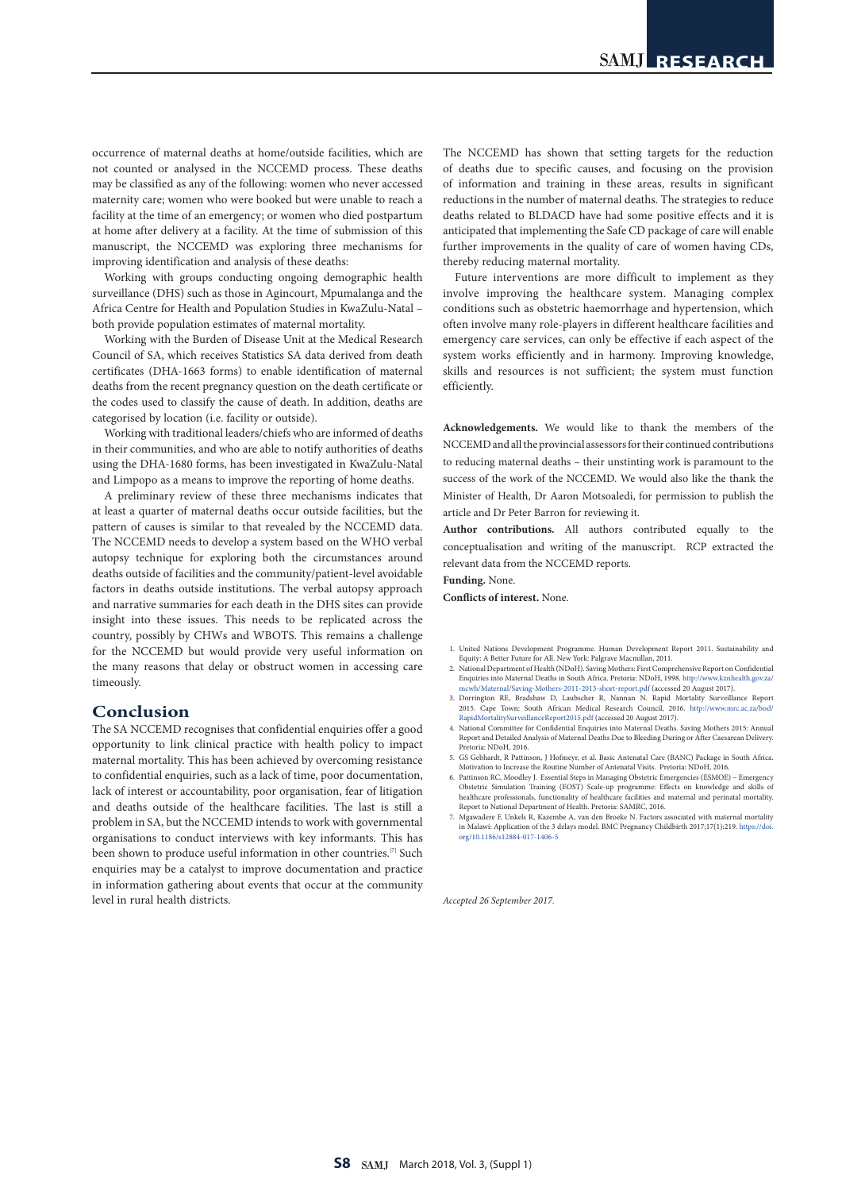occurrence of maternal deaths at home/outside facilities, which are not counted or analysed in the NCCEMD process. These deaths may be classified as any of the following: women who never accessed maternity care; women who were booked but were unable to reach a facility at the time of an emergency; or women who died postpartum at home after delivery at a facility. At the time of submission of this manuscript, the NCCEMD was exploring three mechanisms for improving identification and analysis of these deaths:

Working with groups conducting ongoing demographic health surveillance (DHS) such as those in Agincourt, Mpumalanga and the Africa Centre for Health and Population Studies in KwaZulu-Natal – both provide population estimates of maternal mortality.

Working with the Burden of Disease Unit at the Medical Research Council of SA, which receives Statistics SA data derived from death certificates (DHA-1663 forms) to enable identification of maternal deaths from the recent pregnancy question on the death certificate or the codes used to classify the cause of death. In addition, deaths are categorised by location (i.e. facility or outside).

Working with traditional leaders/chiefs who are informed of deaths in their communities, and who are able to notify authorities of deaths using the DHA-1680 forms, has been investigated in KwaZulu-Natal and Limpopo as a means to improve the reporting of home deaths.

A preliminary review of these three mechanisms indicates that at least a quarter of maternal deaths occur outside facilities, but the pattern of causes is similar to that revealed by the NCCEMD data. The NCCEMD needs to develop a system based on the WHO verbal autopsy technique for exploring both the circumstances around deaths outside of facilities and the community/patient-level avoidable factors in deaths outside institutions. The verbal autopsy approach and narrative summaries for each death in the DHS sites can provide insight into these issues. This needs to be replicated across the country, possibly by CHWs and WBOTS. This remains a challenge for the NCCEMD but would provide very useful information on the many reasons that delay or obstruct women in accessing care timeously.

## Conclusion

The SA NCCEMD recognises that confidential enquiries offer a good opportunity to link clinical practice with health policy to impact maternal mortality. This has been achieved by overcoming resistance to confidential enquiries, such as a lack of time, poor documentation, lack of interest or accountability, poor organisation, fear of litigation and deaths outside of the healthcare facilities. The last is still a problem in SA, but the NCCEMD intends to work with governmental organisations to conduct interviews with key informants. This has been shown to produce useful information in other countries.[7] Such enquiries may be a catalyst to improve documentation and practice in information gathering about events that occur at the community level in rural health districts.

The NCCEMD has shown that setting targets for the reduction of deaths due to specific causes, and focusing on the provision of information and training in these areas, results in significant reductions in the number of maternal deaths. The strategies to reduce deaths related to BLDACD have had some positive effects and it is anticipated that implementing the Safe CD package of care will enable further improvements in the quality of care of women having CDs, thereby reducing maternal mortality.

Future interventions are more difficult to implement as they involve improving the healthcare system. Managing complex conditions such as obstetric haemorrhage and hypertension, which often involve many role-players in different healthcare facilities and emergency care services, can only be effective if each aspect of the system works efficiently and in harmony. Improving knowledge, skills and resources is not sufficient; the system must function efficiently.

**Acknowledgements.** We would like to thank the members of the NCCEMD and all the provincial assessors for their continued contributions to reducing maternal deaths – their unstinting work is paramount to the success of the work of the NCCEMD. We would also like the thank the Minister of Health, Dr Aaron Motsoaledi, for permission to publish the article and Dr Peter Barron for reviewing it.

**Author contributions.** All authors contributed equally to the conceptualisation and writing of the manuscript. RCP extracted the relevant data from the NCCEMD reports.

**Funding.** None.

**Conflicts of interest.** None.

1. United Nations Development Programme. Human Development Report 2011. Sustainability and Equity: A Better Future for All. New York: Palgrave Macmillan, 2011.
2. National Department of Health (NDoH). Saving Mothers: First Comprehensive Report on Confidential Enquiries into Maternal Deaths in South Africa. Pretoria: NDoH, 1998. http://www.kznhealth.gov.za/mcwh/Maternal/Saving-Mothers-2011-2013-short-report.pdf (accessed 20 August 2017).
3. Dorrington RE, Bradshaw D, Laubscher R, Nannan N. Rapid Mortality Surveillance Report 2015. Cape Town: South African Medical Research Council, 2016. http://www.mrc.ac.za/bod/RapidMortalitySurveillanceReport2015.pdf (accessed 20 August 2017).
4. National Committee for Confidential Enquiries into Maternal Deaths. Saving Mothers 2015: Annual Report and Detailed Analysis of Maternal Deaths Due to Bleeding During or After Caesarean Delivery. Pretoria: NDoH, 2016.
5. GS Gebhardt, R Pattinson, J Hofmeyr, et al. Basic Antenatal Care (BANC) Package in South Africa. Motivation to Increase the Routine Number of Antenatal Visits. Pretoria: NDoH, 2016.
6. Pattinson RC, Moodley J. Essential Steps in Managing Obstetric Emergencies (ESMOE) – Emergency Obstetric Simulation Training (EOST) Scale-up programme: Effects on knowledge and skills of healthcare professionals, functionality of healthcare facilities and maternal and perinatal mortality. Report to National Department of Health. Pretoria: SAMRC, 2016.
7. Mgawadere F, Unkels R, Kazembe A, van den Broeke N. Factors associated with maternal mortality in Malawi: Application of the 3 delays model. BMC Pregnancy Childbirth 2017;17(1):219. https://doi.org/10.1186/s12884-017-1406-5

*Accepted 26 September 2017.*